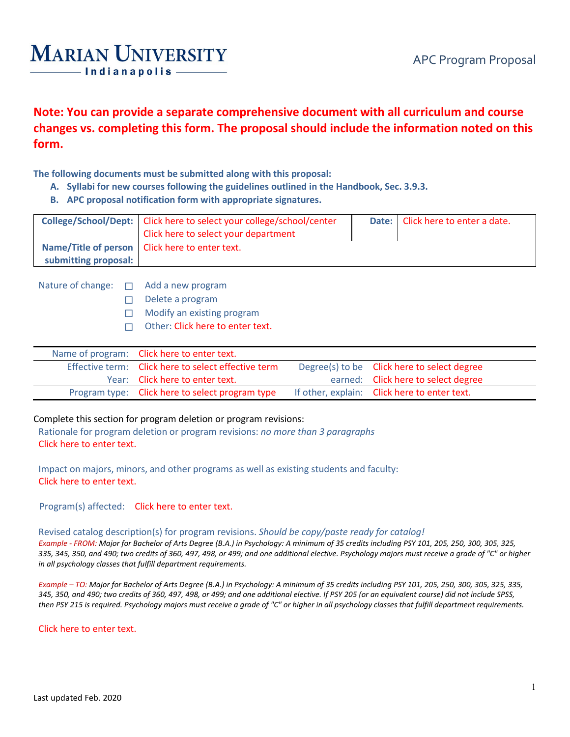# MARIAN UNIVERSITY
## Indianapolis

APC Program Proposal

**Note: You can provide a separate comprehensive document with all curriculum and course changes vs. completing this form. The proposal should include the information noted on this form.**

**The following documents must be submitted along with this proposal:**

A. **Syllabi for new courses following the guidelines outlined in the Handbook, Sec. 3.9.3.**
B. **APC proposal notification form with appropriate signatures.**

| **College/School/Dept:** | Click here to select your college/school/center<br>Click here to select your department | **Date:** | Click here to enter a date. |
|---|---|---|---|
| **Name/Title of person submitting proposal:** | Click here to enter text. | | |

Nature of change:
- ☐ Add a new program
- ☐ Delete a program
- ☐ Modify an existing program
- ☐ Other: Click here to enter text.

| | | | |
|---|---|---|---|
| Name of program: | Click here to enter text. | | |
| Effective term: | Click here to select effective term | Degree(s) to be earned: | Click here to select degree |
| Year: | Click here to enter text. | | Click here to select degree |
| Program type: | Click here to select program type | If other, explain: | Click here to enter text. |

Complete this section for program deletion or program revisions:

Rationale for program deletion or program revisions: *no more than 3 paragraphs*
Click here to enter text.

Impact on majors, minors, and other programs as well as existing students and faculty:
Click here to enter text.

Program(s) affected: Click here to enter text.

Revised catalog description(s) for program revisions. *Should be copy/paste ready for catalog!*

*Example - FROM: Major for Bachelor of Arts Degree (B.A.) in Psychology: A minimum of 35 credits including PSY 101, 205, 250, 300, 305, 325, 335, 345, 350, and 490; two credits of 360, 497, 498, or 499; and one additional elective. Psychology majors must receive a grade of "C" or higher in all psychology classes that fulfill department requirements.*

*Example – TO: Major for Bachelor of Arts Degree (B.A.) in Psychology: A minimum of 35 credits including PSY 101, 205, 250, 300, 305, 325, 335, 345, 350, and 490; two credits of 360, 497, 498, or 499; and one additional elective. If PSY 205 (or an equivalent course) did not include SPSS, then PSY 215 is required. Psychology majors must receive a grade of "C" or higher in all psychology classes that fulfill department requirements.*

Click here to enter text.

Last updated Feb. 2020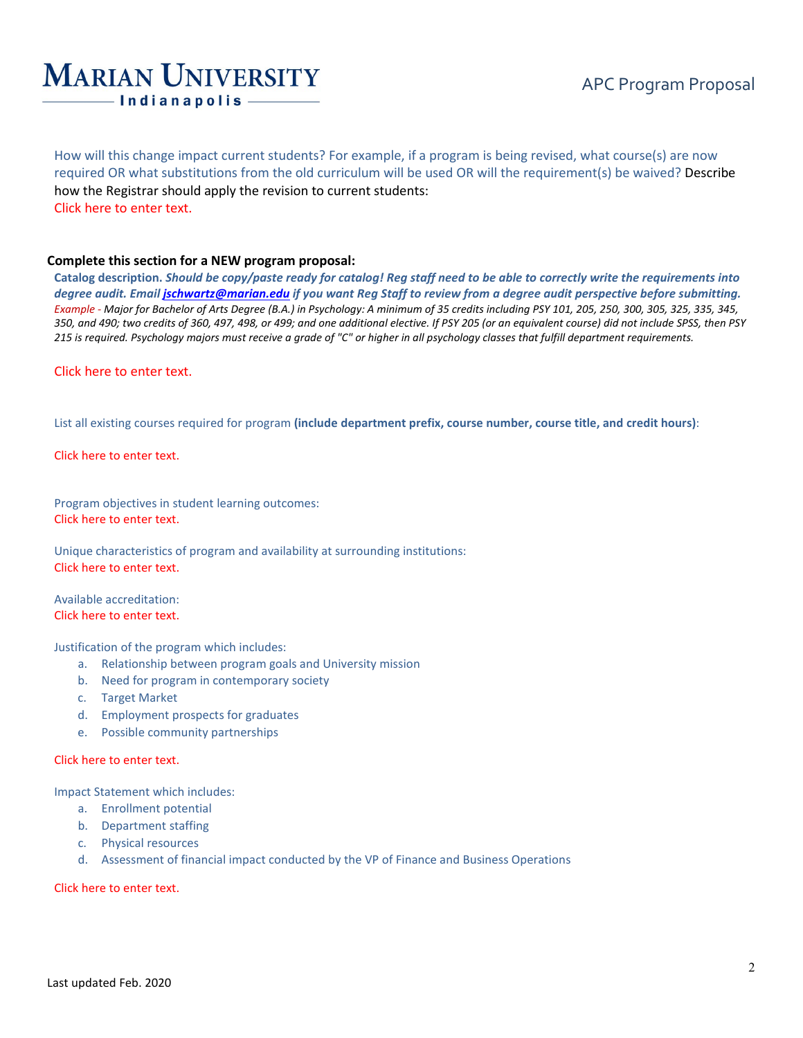How will this change impact current students? For example, if a program is being revised, what course(s) are now required OR what substitutions from the old curriculum will be used OR will the requirement(s) be waived? Describe how the Registrar should apply the revision to current students:
Click here to enter text.

**Complete this section for a NEW program proposal:**

**Catalog description.** ***Should be copy/paste ready for catalog! Reg staff need to be able to correctly write the requirements into degree audit. Email [jschwartz@marian.edu](mailto:jschwartz@marian.edu) if you want Reg Staff to review from a degree audit perspective before submitting.***
*Example - Major for Bachelor of Arts Degree (B.A.) in Psychology: A minimum of 35 credits including PSY 101, 205, 250, 300, 305, 325, 335, 345, 350, and 490; two credits of 360, 497, 498, or 499; and one additional elective. If PSY 205 (or an equivalent course) did not include SPSS, then PSY 215 is required. Psychology majors must receive a grade of "C" or higher in all psychology classes that fulfill department requirements.*

Click here to enter text.

List all existing courses required for program **(include department prefix, course number, course title, and credit hours)**:

Click here to enter text.

Program objectives in student learning outcomes:
Click here to enter text.

Unique characteristics of program and availability at surrounding institutions:
Click here to enter text.

Available accreditation:
Click here to enter text.

Justification of the program which includes:

a. Relationship between program goals and University mission
b. Need for program in contemporary society
c. Target Market
d. Employment prospects for graduates
e. Possible community partnerships

Click here to enter text.

Impact Statement which includes:

a. Enrollment potential
b. Department staffing
c. Physical resources
d. Assessment of financial impact conducted by the VP of Finance and Business Operations

Click here to enter text.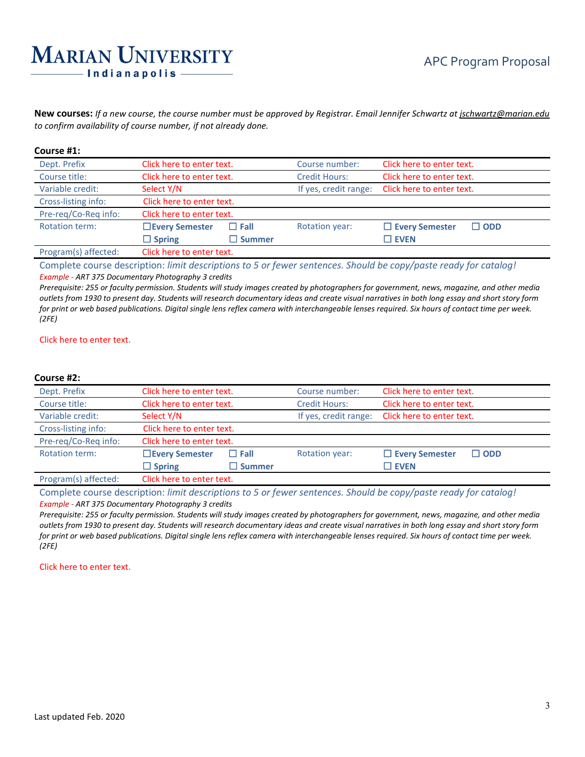**MARIAN UNIVERSITY**
**Indianapolis**

APC Program Proposal

**New courses:** *If a new course, the course number must be approved by Registrar. Email Jennifer Schwartz at jschwartz@marian.edu to confirm availability of course number, if not already done.*

**Course #1:**

| | | | |
|---|---|---|---|
| Dept. Prefix | Click here to enter text. | Course number: | Click here to enter text. |
| Course title: | Click here to enter text. | Credit Hours: | Click here to enter text. |
| Variable credit: | Select Y/N | If yes, credit range: | Click here to enter text. |
| Cross-listing info: | Click here to enter text. | | |
| Pre-req/Co-Req info: | Click here to enter text. | | |
| Rotation term: | ☐ **Every Semester** ☐ **Fall** ☐ **Spring** ☐ **Summer** | Rotation year: | ☐ **Every Semester** ☐ **ODD** ☐ **EVEN** |
| Program(s) affected: | Click here to enter text. | | |

Complete course description: *limit descriptions to 5 or fewer sentences. Should be copy/paste ready for catalog!*

*Example - ART 375 Documentary Photography 3 credits*
*Prerequisite: 255 or faculty permission. Students will study images created by photographers for government, news, magazine, and other media outlets from 1930 to present day. Students will research documentary ideas and create visual narratives in both long essay and short story form for print or web based publications. Digital single lens reflex camera with interchangeable lenses required. Six hours of contact time per week. (2FE)*

Click here to enter text.

**Course #2:**

| | | | |
|---|---|---|---|
| Dept. Prefix | Click here to enter text. | Course number: | Click here to enter text. |
| Course title: | Click here to enter text. | Credit Hours: | Click here to enter text. |
| Variable credit: | Select Y/N | If yes, credit range: | Click here to enter text. |
| Cross-listing info: | Click here to enter text. | | |
| Pre-req/Co-Req info: | Click here to enter text. | | |
| Rotation term: | ☐ **Every Semester** ☐ **Fall** ☐ **Spring** ☐ **Summer** | Rotation year: | ☐ **Every Semester** ☐ **ODD** ☐ **EVEN** |
| Program(s) affected: | Click here to enter text. | | |

Complete course description: *limit descriptions to 5 or fewer sentences. Should be copy/paste ready for catalog!*

*Example - ART 375 Documentary Photography 3 credits*
*Prerequisite: 255 or faculty permission. Students will study images created by photographers for government, news, magazine, and other media outlets from 1930 to present day. Students will research documentary ideas and create visual narratives in both long essay and short story form for print or web based publications. Digital single lens reflex camera with interchangeable lenses required. Six hours of contact time per week. (2FE)*

Click here to enter text.

Last updated Feb. 2020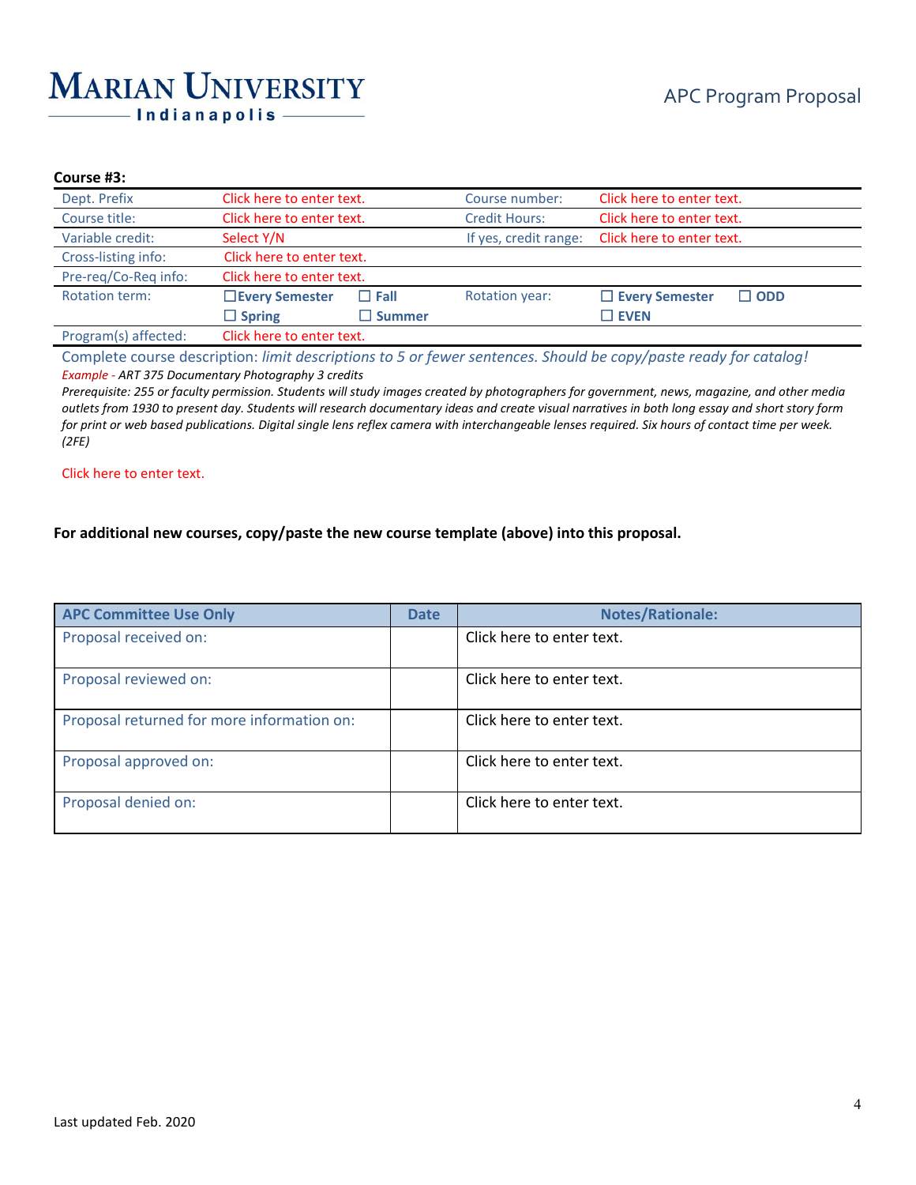**Course #3:**

| | | | | |
|---|---|---|---|---|
| Dept. Prefix | Click here to enter text. | Course number: | Click here to enter text. | |
| Course title: | Click here to enter text. | Credit Hours: | Click here to enter text. | |
| Variable credit: | Select Y/N | If yes, credit range: | Click here to enter text. | |
| Cross-listing info: | Click here to enter text. | | | |
| Pre-req/Co-Req info: | Click here to enter text. | | | |
| Rotation term: | ☐**Every Semester** ☐ **Fall** ☐ **Spring** ☐ **Summer** | Rotation year: | ☐ **Every Semester** ☐ **EVEN** | ☐ **ODD** |
| Program(s) affected: | Click here to enter text. | | | |

Complete course description: *limit descriptions to 5 or fewer sentences. Should be copy/paste ready for catalog!*

*Example - ART 375 Documentary Photography 3 credits*

*Prerequisite: 255 or faculty permission. Students will study images created by photographers for government, news, magazine, and other media outlets from 1930 to present day. Students will research documentary ideas and create visual narratives in both long essay and short story form for print or web based publications. Digital single lens reflex camera with interchangeable lenses required. Six hours of contact time per week. (2FE)*

Click here to enter text.

**For additional new courses, copy/paste the new course template (above) into this proposal.**

| APC Committee Use Only | Date | Notes/Rationale: |
|---|---|---|
| Proposal received on: | | Click here to enter text. |
| Proposal reviewed on: | | Click here to enter text. |
| Proposal returned for more information on: | | Click here to enter text. |
| Proposal approved on: | | Click here to enter text. |
| Proposal denied on: | | Click here to enter text. |

Last updated Feb. 2020